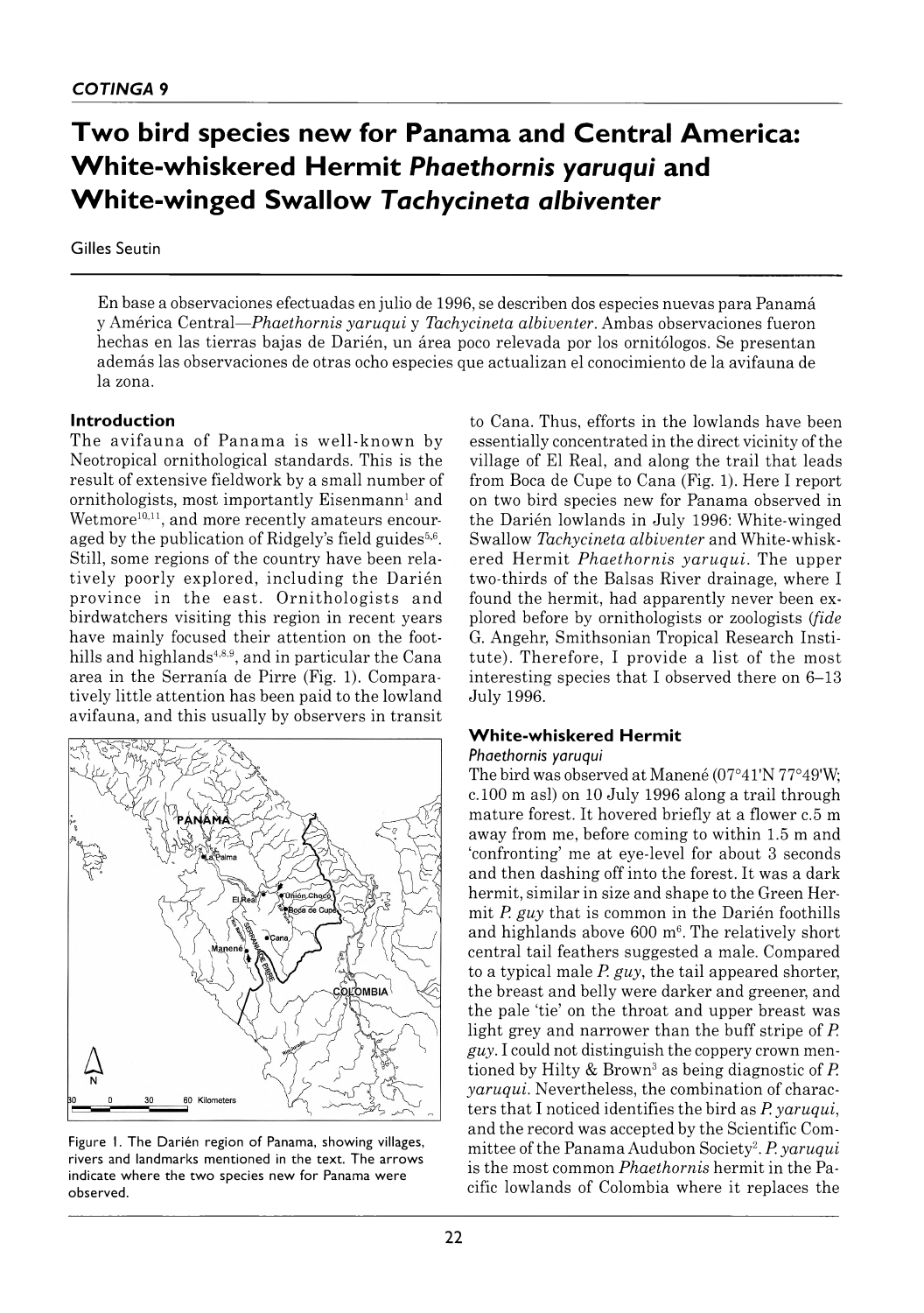# Two bird species new for Panama and Central America: White-whiskered Hermit *Phaethornis yaruqui* and White-winged Swallow *Tachycineta albiventer*

Gilles Seutin

En base a observaciones efectuadas en julio de 1996, se describen dos especies nuevas para Panamá y América Central—*Phaethornis yaruqui* y *Tachycineta albiventer*. Ambas observaciones fueron hechas en las tierras bajas de Darién, un área poco relevada por los ornitólogos. Se presentan además las observaciones de otras ocho especies que actualizan el conocimiento de la avifauna de la zona.

## Introduction

The avifauna of Panama is well-known by Neotropical ornithological standards. This is the result of extensive fieldwork by a small number of ornithologists, most importantly Eisenmann[1] and Wetmore[10,11], and more recently amateurs encouraged by the publication of Ridgely's field guides[5,6]. Still, some regions of the country have been relatively poorly explored, including the Darién province in the east. Ornithologists and birdwatchers visiting this region in recent years have mainly focused their attention on the foothills and highlands[4,8,9], and in particular the Cana area in the Serranía de Pirre (Fig. 1). Comparatively little attention has been paid to the lowland avifauna, and this usually by observers in transit to Cana. Thus, efforts in the lowlands have been essentially concentrated in the direct vicinity of the village of El Real, and along the trail that leads from Boca de Cupe to Cana (Fig. 1). Here I report on two bird species new for Panama observed in the Darién lowlands in July 1996: White-winged Swallow *Tachycineta albiventer* and White-whiskered Hermit *Phaethornis yaruqui*. The upper two-thirds of the Balsas River drainage, where I found the hermit, had apparently never been explored before by ornithologists or zoologists (*fide* G. Angehr, Smithsonian Tropical Research Institute). Therefore, I provide a list of the most interesting species that I observed there on 6–13 July 1996.

Figure 1. The Darién region of Panama, showing villages, rivers and landmarks mentioned in the text. The arrows indicate where the two species new for Panama were observed.

## White-whiskered Hermit

### *Phaethornis yaruqui*

The bird was observed at Manené (07°41'N 77°49'W; c.100 m asl) on 10 July 1996 along a trail through mature forest. It hovered briefly at a flower c.5 m away from me, before coming to within 1.5 m and 'confronting' me at eye-level for about 3 seconds and then dashing off into the forest. It was a dark hermit, similar in size and shape to the Green Hermit *P. guy* that is common in the Darién foothills and highlands above 600 m[6]. The relatively short central tail feathers suggested a male. Compared to a typical male *P. guy*, the tail appeared shorter, the breast and belly were darker and greener, and the pale 'tie' on the throat and upper breast was light grey and narrower than the buff stripe of *P. guy*. I could not distinguish the coppery crown mentioned by Hilty & Brown[3] as being diagnostic of *P. yaruqui*. Nevertheless, the combination of characters that I noticed identifies the bird as *P. yaruqui*, and the record was accepted by the Scientific Committee of the Panama Audubon Society[2]. *P. yaruqui* is the most common *Phaethornis* hermit in the Pacific lowlands of Colombia where it replaces the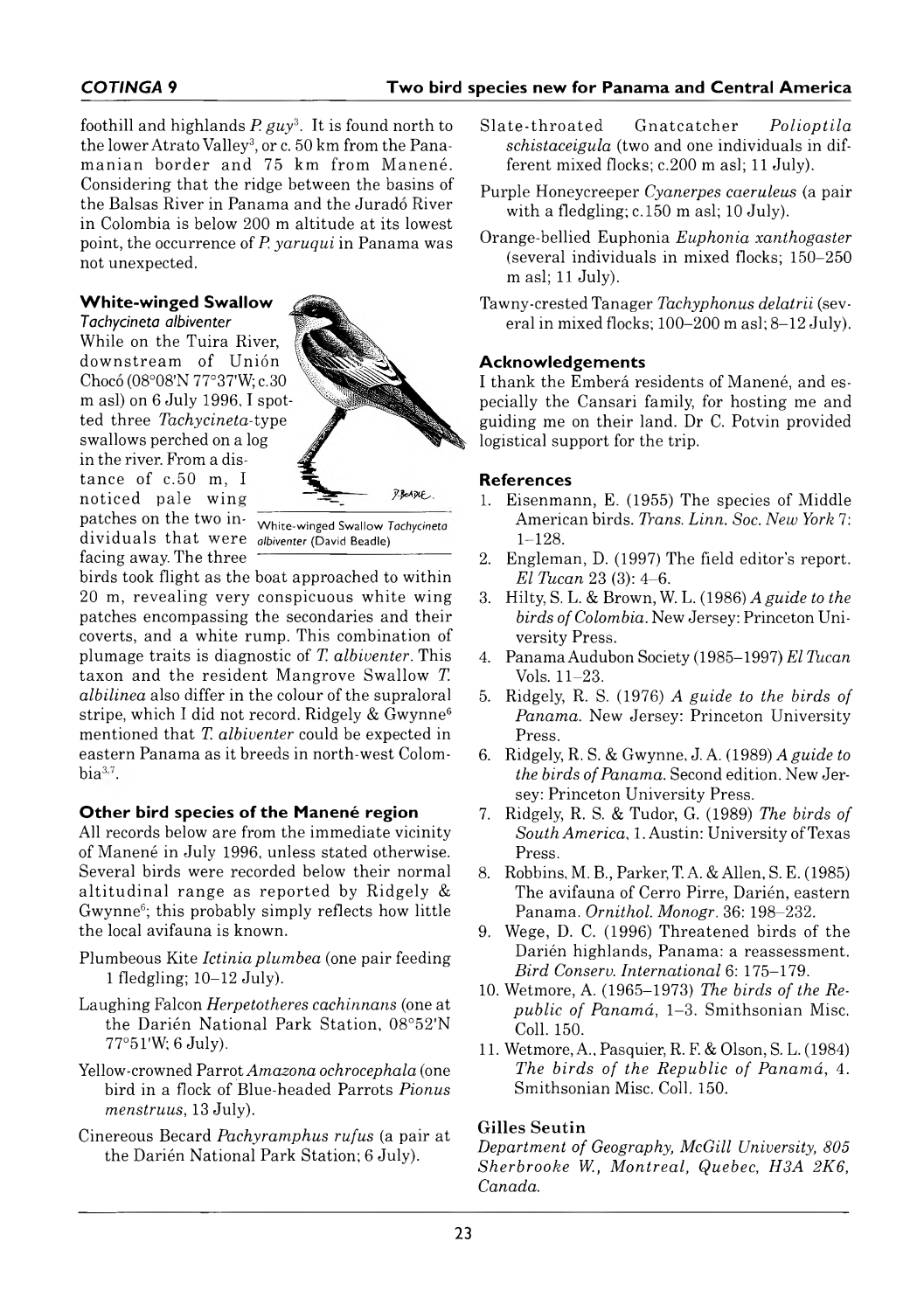foothill and highlands *P. guy*[3]. It is found north to the lower Atrato Valley[3], or c. 50 km from the Panamanian border and 75 km from Manené. Considering that the ridge between the basins of the Balsas River in Panama and the Juradó River in Colombia is below 200 m altitude at its lowest point, the occurrence of *P. yaruqui* in Panama was not unexpected.

### White-winged Swallow
*Tachycineta albiventer*

While on the Tuira River, downstream of Unión Chocó (08°08'N 77°37'W; c.30 m asl) on 6 July 1996, I spotted three *Tachycineta*-type swallows perched on a log in the river. From a distance of c.50 m, I noticed pale wing patches on the two individuals that were facing away. The three birds took flight as the boat approached to within 20 m, revealing very conspicuous white wing patches encompassing the secondaries and their coverts, and a white rump. This combination of plumage traits is diagnostic of *T. albiventer*. This taxon and the resident Mangrove Swallow *T. albilinea* also differ in the colour of the supraloral stripe, which I did not record. Ridgely & Gwynne[6] mentioned that *T. albiventer* could be expected in eastern Panama as it breeds in north-west Colombia[3,7].

White-winged Swallow *Tachycineta albiventer* (David Beadle)

### Other bird species of the Manené region

All records below are from the immediate vicinity of Manené in July 1996, unless stated otherwise. Several birds were recorded below their normal altitudinal range as reported by Ridgely & Gwynne[6]; this probably simply reflects how little the local avifauna is known.

- Plumbeous Kite *Ictinia plumbea* (one pair feeding 1 fledgling; 10–12 July).
- Laughing Falcon *Herpetotheres cachinnans* (one at the Darién National Park Station, 08°52'N 77°51'W; 6 July).
- Yellow-crowned Parrot *Amazona ochrocephala* (one bird in a flock of Blue-headed Parrots *Pionus menstruus*, 13 July).
- Cinereous Becard *Pachyramphus rufus* (a pair at the Darién National Park Station; 6 July).
- Slate-throated Gnatcatcher *Polioptila schistaceigula* (two and one individuals in different mixed flocks; c.200 m asl; 11 July).
- Purple Honeycreeper *Cyanerpes caeruleus* (a pair with a fledgling; c.150 m asl; 10 July).
- Orange-bellied Euphonia *Euphonia xanthogaster* (several individuals in mixed flocks; 150–250 m asl; 11 July).
- Tawny-crested Tanager *Tachyphonus delatrii* (several in mixed flocks; 100–200 m asl; 8–12 July).

### Acknowledgements

I thank the Emberá residents of Manené, and especially the Cansari family, for hosting me and guiding me on their land. Dr C. Potvin provided logistical support for the trip.

### References

1. Eisenmann, E. (1955) The species of Middle American birds. *Trans. Linn. Soc. New York* 7: 1–128.
2. Engleman, D. (1997) The field editor's report. *El Tucan* 23 (3): 4–6.
3. Hilty, S. L. & Brown, W. L. (1986) *A guide to the birds of Colombia*. New Jersey: Princeton University Press.
4. Panama Audubon Society (1985–1997) *El Tucan* Vols. 11–23.
5. Ridgely, R. S. (1976) *A guide to the birds of Panama*. New Jersey: Princeton University Press.
6. Ridgely, R. S. & Gwynne, J. A. (1989) *A guide to the birds of Panama*. Second edition. New Jersey: Princeton University Press.
7. Ridgely, R. S. & Tudor, G. (1989) *The birds of South America*, 1. Austin: University of Texas Press.
8. Robbins, M. B., Parker, T. A. & Allen, S. E. (1985) The avifauna of Cerro Pirre, Darién, eastern Panama. *Ornithol. Monogr.* 36: 198–232.
9. Wege, D. C. (1996) Threatened birds of the Darién highlands, Panama: a reassessment. *Bird Conserv. International* 6: 175–179.
10. Wetmore, A. (1965–1973) *The birds of the Republic of Panamá*, 1–3. Smithsonian Misc. Coll. 150.
11. Wetmore, A., Pasquier, R. F. & Olson, S. L. (1984) *The birds of the Republic of Panamá*, 4. Smithsonian Misc. Coll. 150.

**Gilles Seutin**
*Department of Geography, McGill University, 805 Sherbrooke W., Montreal, Quebec, H3A 2K6, Canada.*